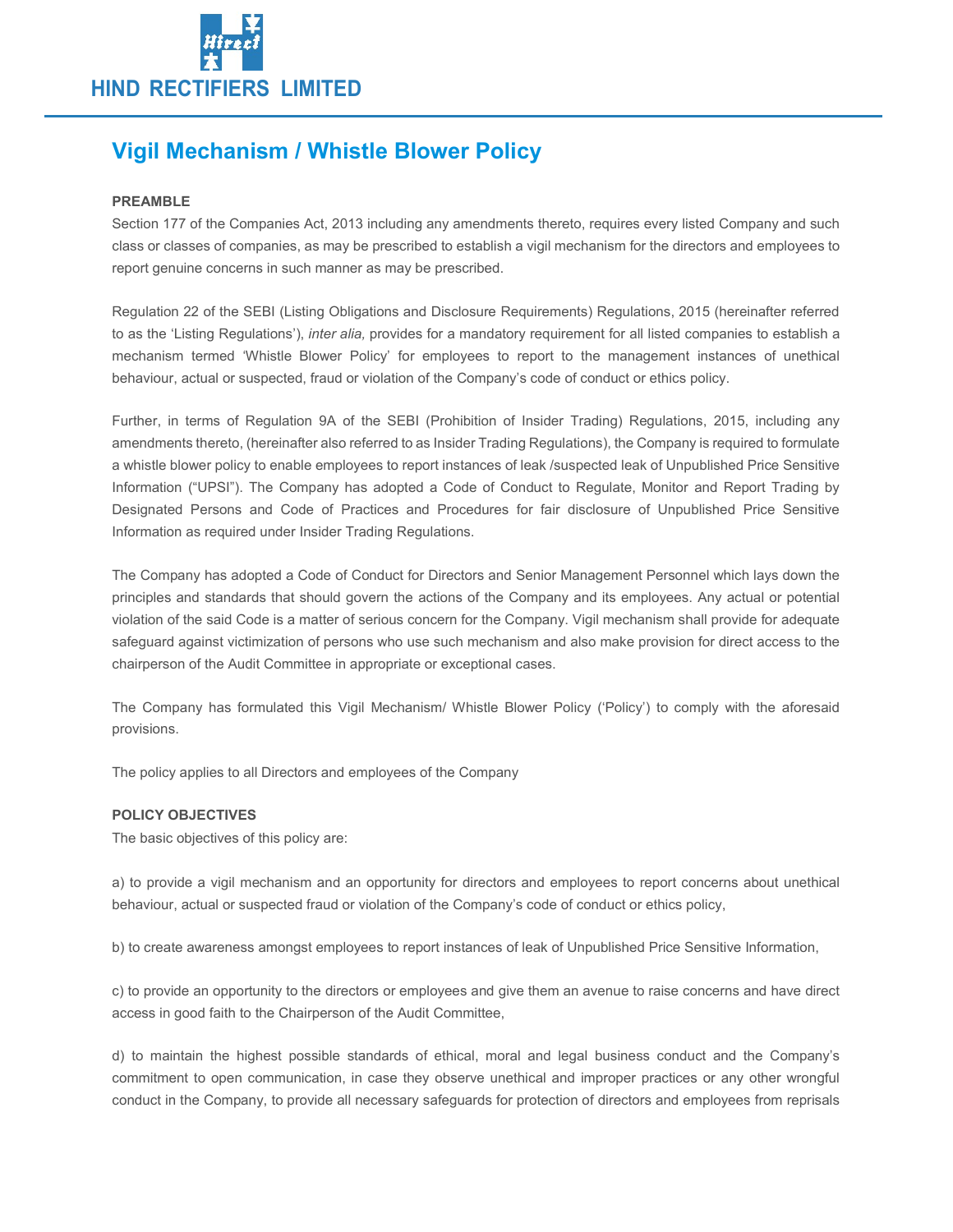HIND RECTIFIERS LIMITED

# Vigil Mechanism / Whistle Blower Policy

**PREAMBLE**

Section 177 of the Companies Act, 2013 including any amendments thereto, requires every listed Company and such class or classes of companies, as may be prescribed to establish a vigil mechanism for the directors and employees to report genuine concerns in such manner as may be prescribed.

Regulation 22 of the SEBI (Listing Obligations and Disclosure Requirements) Regulations, 2015 (hereinafter referred to as the 'Listing Regulations'), *inter alia,* provides for a mandatory requirement for all listed companies to establish a mechanism termed 'Whistle Blower Policy' for employees to report to the management instances of unethical behaviour, actual or suspected, fraud or violation of the Company's code of conduct or ethics policy.

Further, in terms of Regulation 9A of the SEBI (Prohibition of Insider Trading) Regulations, 2015, including any amendments thereto, (hereinafter also referred to as Insider Trading Regulations), the Company is required to formulate a whistle blower policy to enable employees to report instances of leak /suspected leak of Unpublished Price Sensitive Information ("UPSI"). The Company has adopted a Code of Conduct to Regulate, Monitor and Report Trading by Designated Persons and Code of Practices and Procedures for fair disclosure of Unpublished Price Sensitive Information as required under Insider Trading Regulations.

The Company has adopted a Code of Conduct for Directors and Senior Management Personnel which lays down the principles and standards that should govern the actions of the Company and its employees. Any actual or potential violation of the said Code is a matter of serious concern for the Company. Vigil mechanism shall provide for adequate safeguard against victimization of persons who use such mechanism and also make provision for direct access to the chairperson of the Audit Committee in appropriate or exceptional cases.

The Company has formulated this Vigil Mechanism/ Whistle Blower Policy ('Policy') to comply with the aforesaid provisions.

The policy applies to all Directors and employees of the Company

**POLICY OBJECTIVES**

The basic objectives of this policy are:

a) to provide a vigil mechanism and an opportunity for directors and employees to report concerns about unethical behaviour, actual or suspected fraud or violation of the Company's code of conduct or ethics policy,

b) to create awareness amongst employees to report instances of leak of Unpublished Price Sensitive Information,

c) to provide an opportunity to the directors or employees and give them an avenue to raise concerns and have direct access in good faith to the Chairperson of the Audit Committee,

d) to maintain the highest possible standards of ethical, moral and legal business conduct and the Company's commitment to open communication, in case they observe unethical and improper practices or any other wrongful conduct in the Company, to provide all necessary safeguards for protection of directors and employees from reprisals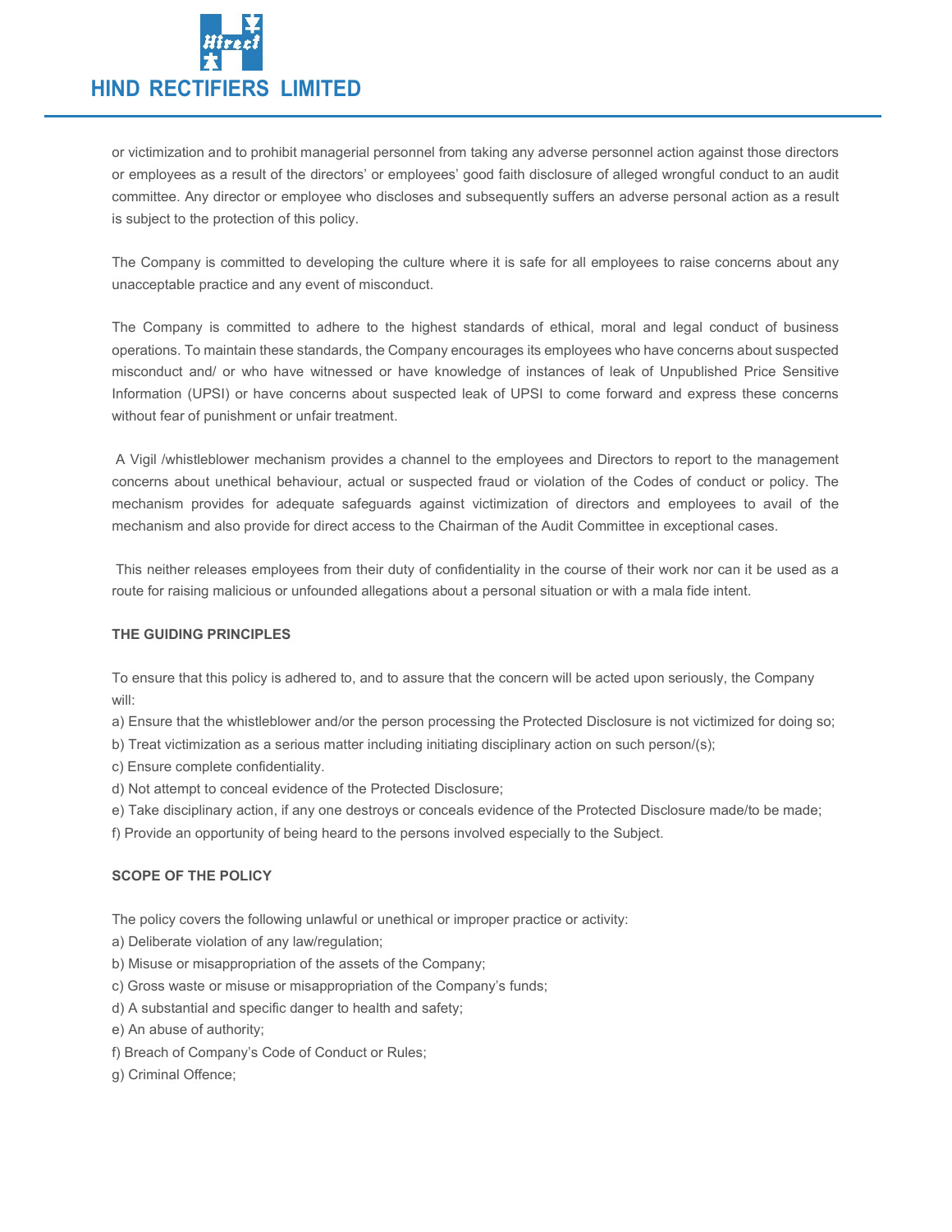or victimization and to prohibit managerial personnel from taking any adverse personnel action against those directors or employees as a result of the directors' or employees' good faith disclosure of alleged wrongful conduct to an audit committee. Any director or employee who discloses and subsequently suffers an adverse personal action as a result is subject to the protection of this policy.

The Company is committed to developing the culture where it is safe for all employees to raise concerns about any unacceptable practice and any event of misconduct.

The Company is committed to adhere to the highest standards of ethical, moral and legal conduct of business operations. To maintain these standards, the Company encourages its employees who have concerns about suspected misconduct and/ or who have witnessed or have knowledge of instances of leak of Unpublished Price Sensitive Information (UPSI) or have concerns about suspected leak of UPSI to come forward and express these concerns without fear of punishment or unfair treatment.

A Vigil /whistleblower mechanism provides a channel to the employees and Directors to report to the management concerns about unethical behaviour, actual or suspected fraud or violation of the Codes of conduct or policy. The mechanism provides for adequate safeguards against victimization of directors and employees to avail of the mechanism and also provide for direct access to the Chairman of the Audit Committee in exceptional cases.

This neither releases employees from their duty of confidentiality in the course of their work nor can it be used as a route for raising malicious or unfounded allegations about a personal situation or with a mala fide intent.

**THE GUIDING PRINCIPLES**

To ensure that this policy is adhered to, and to assure that the concern will be acted upon seriously, the Company will:

a) Ensure that the whistleblower and/or the person processing the Protected Disclosure is not victimized for doing so;
b) Treat victimization as a serious matter including initiating disciplinary action on such person/(s);
c) Ensure complete confidentiality.
d) Not attempt to conceal evidence of the Protected Disclosure;
e) Take disciplinary action, if any one destroys or conceals evidence of the Protected Disclosure made/to be made;
f) Provide an opportunity of being heard to the persons involved especially to the Subject.

**SCOPE OF THE POLICY**

The policy covers the following unlawful or unethical or improper practice or activity:

a) Deliberate violation of any law/regulation;
b) Misuse or misappropriation of the assets of the Company;
c) Gross waste or misuse or misappropriation of the Company's funds;
d) A substantial and specific danger to health and safety;
e) An abuse of authority;
f) Breach of Company's Code of Conduct or Rules;
g) Criminal Offence;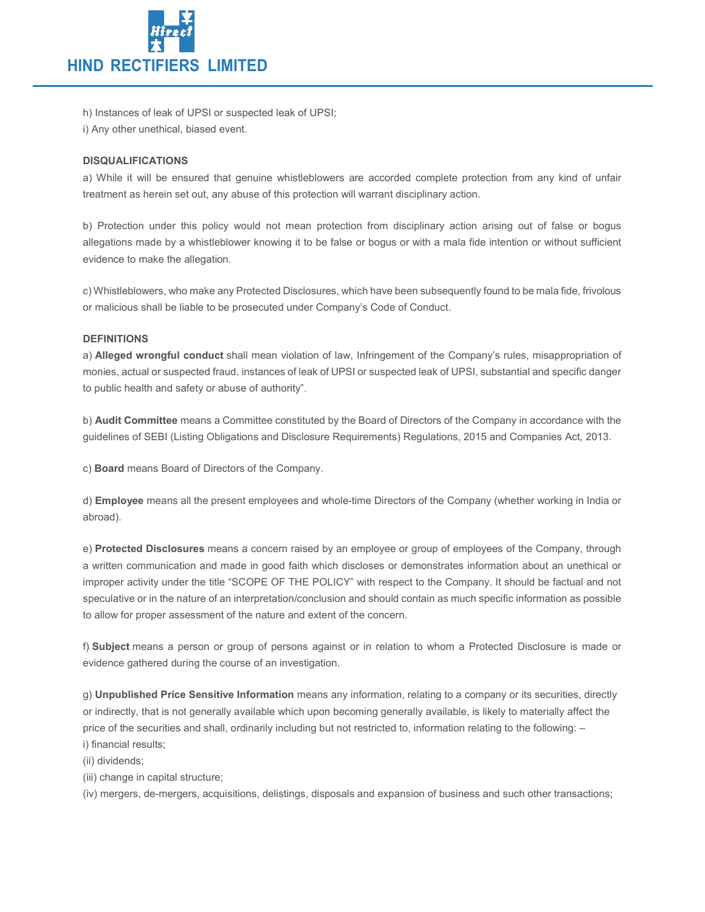h) Instances of leak of UPSI or suspected leak of UPSI;

i) Any other unethical, biased event.

**DISQUALIFICATIONS**

a) While it will be ensured that genuine whistleblowers are accorded complete protection from any kind of unfair treatment as herein set out, any abuse of this protection will warrant disciplinary action.

b) Protection under this policy would not mean protection from disciplinary action arising out of false or bogus allegations made by a whistleblower knowing it to be false or bogus or with a mala fide intention or without sufficient evidence to make the allegation.

c) Whistleblowers, who make any Protected Disclosures, which have been subsequently found to be mala fide, frivolous or malicious shall be liable to be prosecuted under Company's Code of Conduct.

**DEFINITIONS**

a) **Alleged wrongful conduct** shall mean violation of law, Infringement of the Company's rules, misappropriation of monies, actual or suspected fraud, instances of leak of UPSI or suspected leak of UPSI, substantial and specific danger to public health and safety or abuse of authority".

b) **Audit Committee** means a Committee constituted by the Board of Directors of the Company in accordance with the guidelines of SEBI (Listing Obligations and Disclosure Requirements) Regulations, 2015 and Companies Act, 2013.

c) **Board** means Board of Directors of the Company.

d) **Employee** means all the present employees and whole-time Directors of the Company (whether working in India or abroad).

e) **Protected Disclosures** means a concern raised by an employee or group of employees of the Company, through a written communication and made in good faith which discloses or demonstrates information about an unethical or improper activity under the title "SCOPE OF THE POLICY" with respect to the Company. It should be factual and not speculative or in the nature of an interpretation/conclusion and should contain as much specific information as possible to allow for proper assessment of the nature and extent of the concern.

f) **Subject** means a person or group of persons against or in relation to whom a Protected Disclosure is made or evidence gathered during the course of an investigation.

g) **Unpublished Price Sensitive Information** means any information, relating to a company or its securities, directly or indirectly, that is not generally available which upon becoming generally available, is likely to materially affect the price of the securities and shall, ordinarily including but not restricted to, information relating to the following: –

i) financial results;

(ii) dividends;

(iii) change in capital structure;

(iv) mergers, de-mergers, acquisitions, delistings, disposals and expansion of business and such other transactions;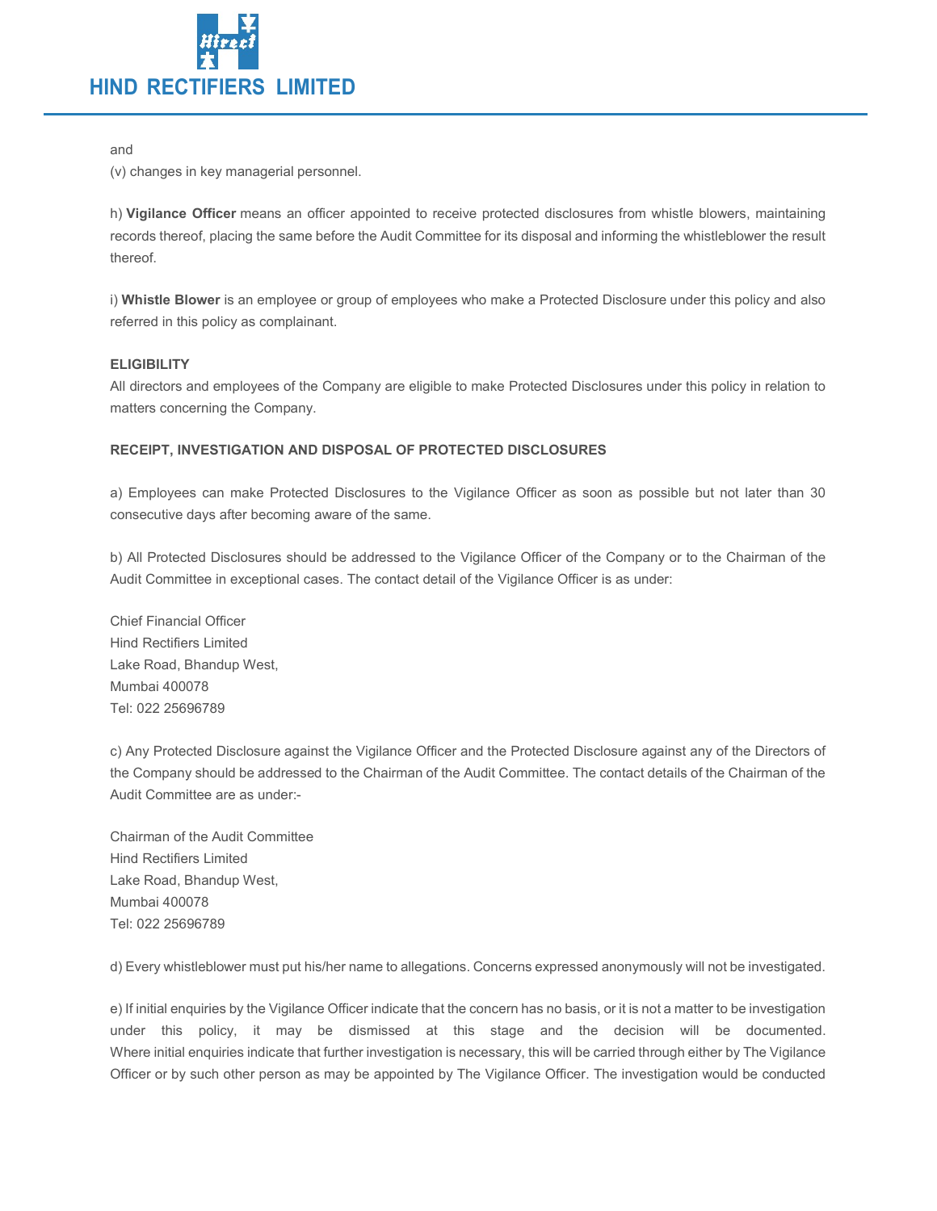and

(v) changes in key managerial personnel.

h) **Vigilance Officer** means an officer appointed to receive protected disclosures from whistle blowers, maintaining records thereof, placing the same before the Audit Committee for its disposal and informing the whistleblower the result thereof.

i) **Whistle Blower** is an employee or group of employees who make a Protected Disclosure under this policy and also referred in this policy as complainant.

**ELIGIBILITY**

All directors and employees of the Company are eligible to make Protected Disclosures under this policy in relation to matters concerning the Company.

**RECEIPT, INVESTIGATION AND DISPOSAL OF PROTECTED DISCLOSURES**

a) Employees can make Protected Disclosures to the Vigilance Officer as soon as possible but not later than 30 consecutive days after becoming aware of the same.

b) All Protected Disclosures should be addressed to the Vigilance Officer of the Company or to the Chairman of the Audit Committee in exceptional cases. The contact detail of the Vigilance Officer is as under:

Chief Financial Officer
Hind Rectifiers Limited
Lake Road, Bhandup West,
Mumbai 400078
Tel: 022 25696789

c) Any Protected Disclosure against the Vigilance Officer and the Protected Disclosure against any of the Directors of the Company should be addressed to the Chairman of the Audit Committee. The contact details of the Chairman of the Audit Committee are as under:-

Chairman of the Audit Committee
Hind Rectifiers Limited
Lake Road, Bhandup West,
Mumbai 400078
Tel: 022 25696789

d) Every whistleblower must put his/her name to allegations. Concerns expressed anonymously will not be investigated.

e) If initial enquiries by the Vigilance Officer indicate that the concern has no basis, or it is not a matter to be investigation under this policy, it may be dismissed at this stage and the decision will be documented. Where initial enquiries indicate that further investigation is necessary, this will be carried through either by The Vigilance Officer or by such other person as may be appointed by The Vigilance Officer. The investigation would be conducted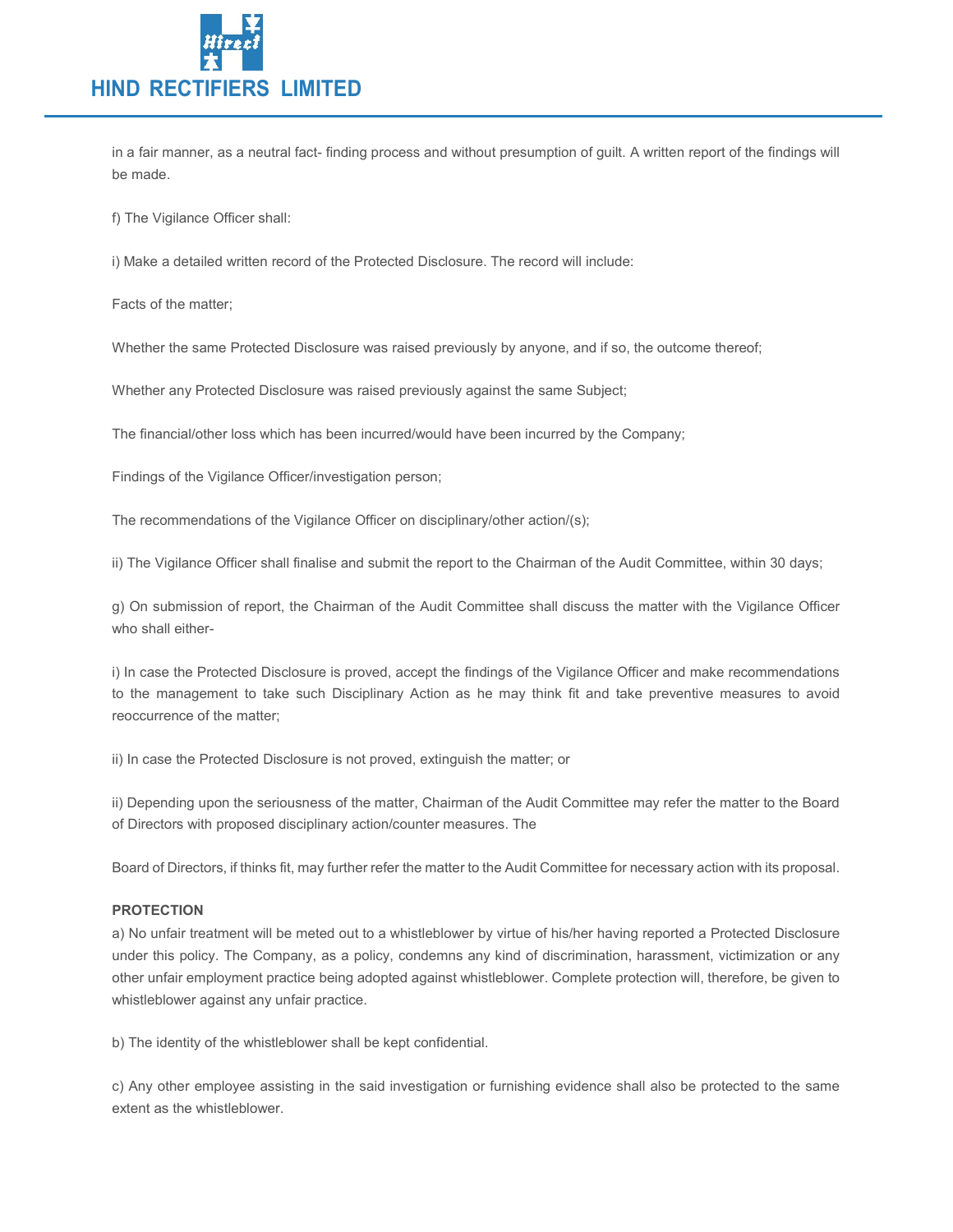in a fair manner, as a neutral fact- finding process and without presumption of guilt. A written report of the findings will be made.

f) The Vigilance Officer shall:

i) Make a detailed written record of the Protected Disclosure. The record will include:

Facts of the matter;

Whether the same Protected Disclosure was raised previously by anyone, and if so, the outcome thereof;

Whether any Protected Disclosure was raised previously against the same Subject;

The financial/other loss which has been incurred/would have been incurred by the Company;

Findings of the Vigilance Officer/investigation person;

The recommendations of the Vigilance Officer on disciplinary/other action/(s);

ii) The Vigilance Officer shall finalise and submit the report to the Chairman of the Audit Committee, within 30 days;

g) On submission of report, the Chairman of the Audit Committee shall discuss the matter with the Vigilance Officer who shall either-

i) In case the Protected Disclosure is proved, accept the findings of the Vigilance Officer and make recommendations to the management to take such Disciplinary Action as he may think fit and take preventive measures to avoid reoccurrence of the matter;

ii) In case the Protected Disclosure is not proved, extinguish the matter; or

ii) Depending upon the seriousness of the matter, Chairman of the Audit Committee may refer the matter to the Board of Directors with proposed disciplinary action/counter measures. The

Board of Directors, if thinks fit, may further refer the matter to the Audit Committee for necessary action with its proposal.

**PROTECTION**

a) No unfair treatment will be meted out to a whistleblower by virtue of his/her having reported a Protected Disclosure under this policy. The Company, as a policy, condemns any kind of discrimination, harassment, victimization or any other unfair employment practice being adopted against whistleblower. Complete protection will, therefore, be given to whistleblower against any unfair practice.

b) The identity of the whistleblower shall be kept confidential.

c) Any other employee assisting in the said investigation or furnishing evidence shall also be protected to the same extent as the whistleblower.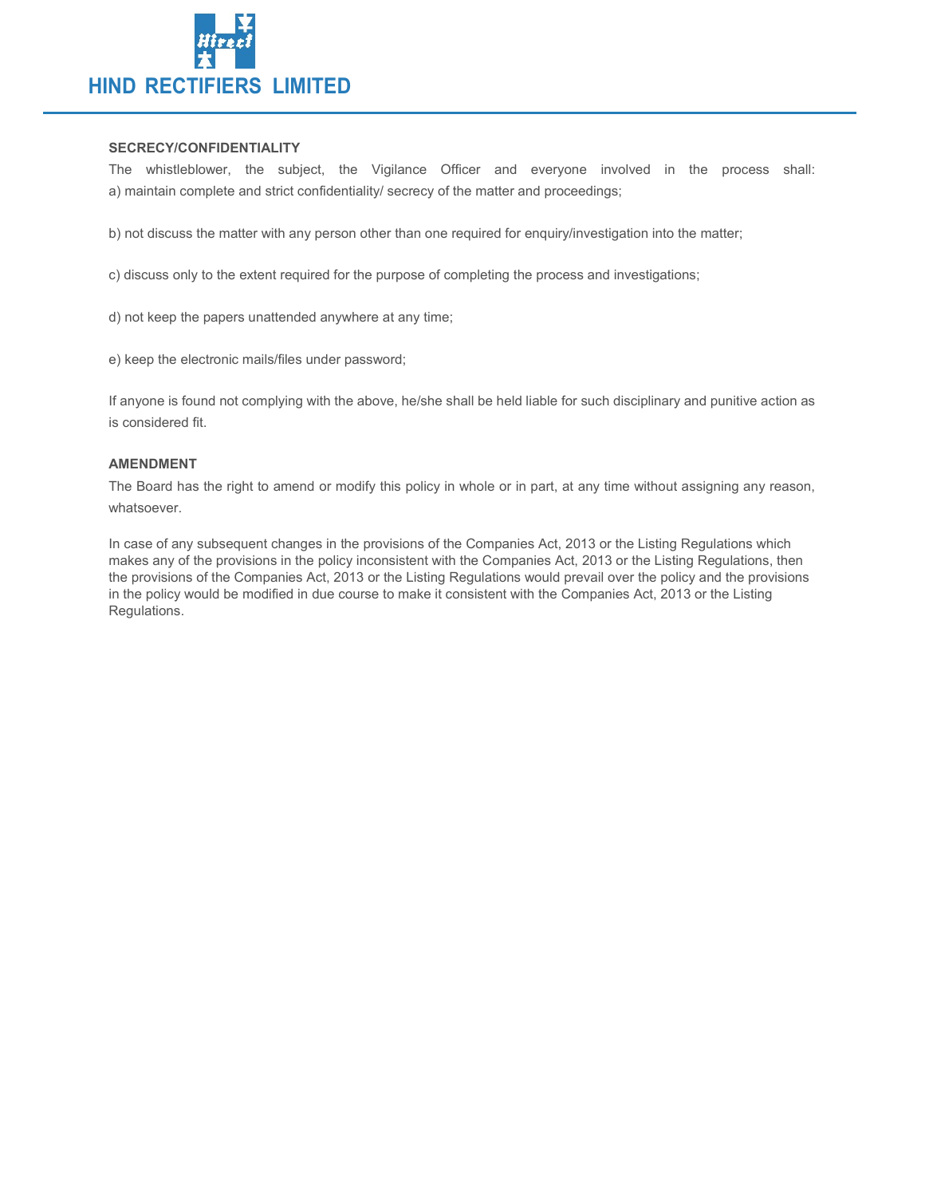### SECRECY/CONFIDENTIALITY

The whistleblower, the subject, the Vigilance Officer and everyone involved in the process shall:
a) maintain complete and strict confidentiality/ secrecy of the matter and proceedings;

b) not discuss the matter with any person other than one required for enquiry/investigation into the matter;

c) discuss only to the extent required for the purpose of completing the process and investigations;

d) not keep the papers unattended anywhere at any time;

e) keep the electronic mails/files under password;

If anyone is found not complying with the above, he/she shall be held liable for such disciplinary and punitive action as is considered fit.

### AMENDMENT

The Board has the right to amend or modify this policy in whole or in part, at any time without assigning any reason, whatsoever.

In case of any subsequent changes in the provisions of the Companies Act, 2013 or the Listing Regulations which makes any of the provisions in the policy inconsistent with the Companies Act, 2013 or the Listing Regulations, then the provisions of the Companies Act, 2013 or the Listing Regulations would prevail over the policy and the provisions in the policy would be modified in due course to make it consistent with the Companies Act, 2013 or the Listing Regulations.